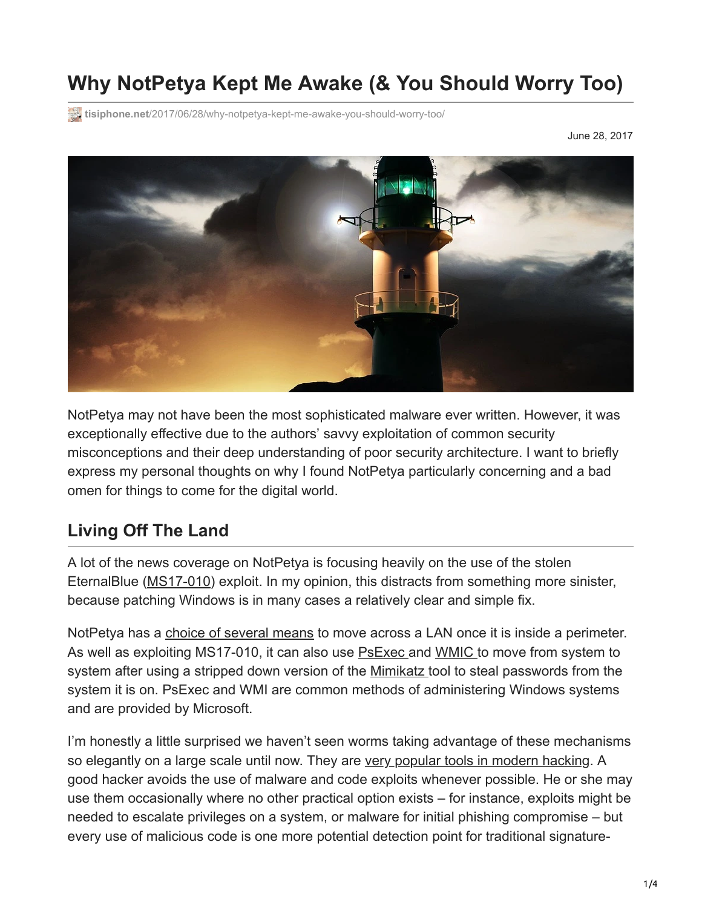# Why NotPetya Kept Me Awake (& You Should Worry Too)

tisiphone.net/2017/06/28/why-notpetya-kept-me-awake-you-should-worry-too/

June 28, 2017

NotPetya may not have been the most sophisticated malware ever written. However, it was exceptionally effective due to the authors' savvy exploitation of common security misconceptions and their deep understanding of poor security architecture. I want to briefly express my personal thoughts on why I found NotPetya particularly concerning and a bad omen for things to come for the digital world.

## Living Off The Land

A lot of the news coverage on NotPetya is focusing heavily on the use of the stolen EternalBlue (MS17-010) exploit. In my opinion, this distracts from something more sinister, because patching Windows is in many cases a relatively clear and simple fix.

NotPetya has a choice of several means to move across a LAN once it is inside a perimeter. As well as exploiting MS17-010, it can also use PsExec and WMIC to move from system to system after using a stripped down version of the Mimikatz tool to steal passwords from the system it is on. PsExec and WMI are common methods of administering Windows systems and are provided by Microsoft.

I'm honestly a little surprised we haven't seen worms taking advantage of these mechanisms so elegantly on a large scale until now. They are very popular tools in modern hacking. A good hacker avoids the use of malware and code exploits whenever possible. He or she may use them occasionally where no other practical option exists – for instance, exploits might be needed to escalate privileges on a system, or malware for initial phishing compromise – but every use of malicious code is one more potential detection point for traditional signature-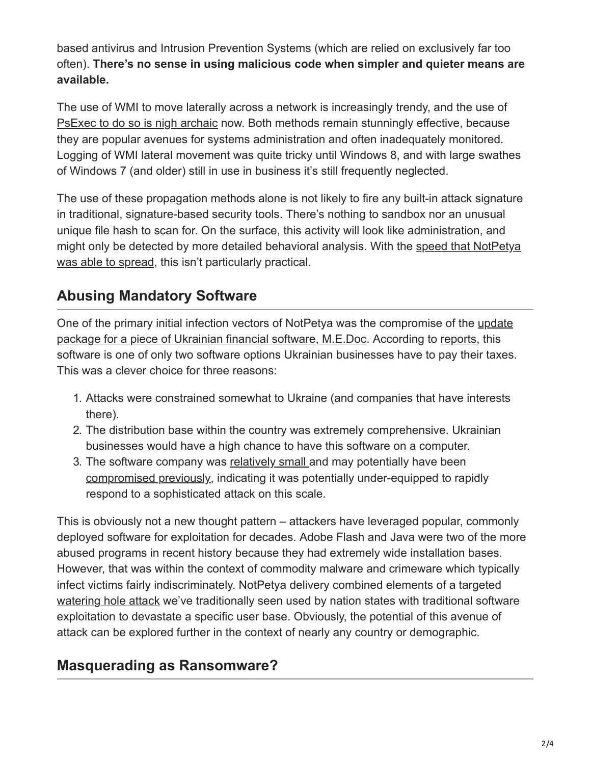based antivirus and Intrusion Prevention Systems (which are relied on exclusively far too often). **There's no sense in using malicious code when simpler and quieter means are available.**

The use of WMI to move laterally across a network is increasingly trendy, and the use of PsExec to do so is nigh archaic now. Both methods remain stunningly effective, because they are popular avenues for systems administration and often inadequately monitored. Logging of WMI lateral movement was quite tricky until Windows 8, and with large swathes of Windows 7 (and older) still in use in business it's still frequently neglected.

The use of these propagation methods alone is not likely to fire any built-in attack signature in traditional, signature-based security tools. There's nothing to sandbox nor an unusual unique file hash to scan for. On the surface, this activity will look like administration, and might only be detected by more detailed behavioral analysis. With the speed that NotPetya was able to spread, this isn't particularly practical.

## Abusing Mandatory Software

One of the primary initial infection vectors of NotPetya was the compromise of the update package for a piece of Ukrainian financial software, M.E.Doc. According to reports, this software is one of only two software options Ukrainian businesses have to pay their taxes. This was a clever choice for three reasons:

1. Attacks were constrained somewhat to Ukraine (and companies that have interests there).
2. The distribution base within the country was extremely comprehensive. Ukrainian businesses would have a high chance to have this software on a computer.
3. The software company was relatively small and may potentially have been compromised previously, indicating it was potentially under-equipped to rapidly respond to a sophisticated attack on this scale.

This is obviously not a new thought pattern – attackers have leveraged popular, commonly deployed software for exploitation for decades. Adobe Flash and Java were two of the more abused programs in recent history because they had extremely wide installation bases. However, that was within the context of commodity malware and crimeware which typically infect victims fairly indiscriminately. NotPetya delivery combined elements of a targeted watering hole attack we've traditionally seen used by nation states with traditional software exploitation to devastate a specific user base. Obviously, the potential of this avenue of attack can be explored further in the context of nearly any country or demographic.

## Masquerading as Ransomware?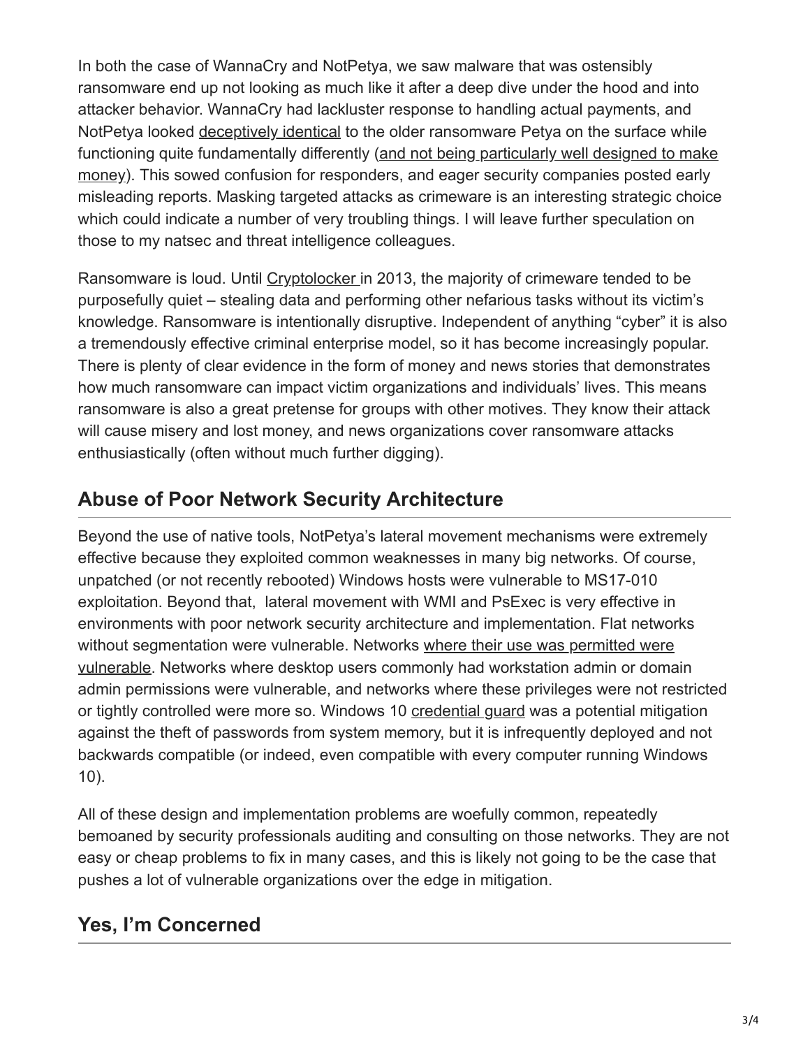In both the case of WannaCry and NotPetya, we saw malware that was ostensibly ransomware end up not looking as much like it after a deep dive under the hood and into attacker behavior. WannaCry had lackluster response to handling actual payments, and NotPetya looked deceptively identical to the older ransomware Petya on the surface while functioning quite fundamentally differently (and not being particularly well designed to make money). This sowed confusion for responders, and eager security companies posted early misleading reports. Masking targeted attacks as crimeware is an interesting strategic choice which could indicate a number of very troubling things. I will leave further speculation on those to my natsec and threat intelligence colleagues.

Ransomware is loud. Until Cryptolocker in 2013, the majority of crimeware tended to be purposefully quiet – stealing data and performing other nefarious tasks without its victim's knowledge. Ransomware is intentionally disruptive. Independent of anything "cyber" it is also a tremendously effective criminal enterprise model, so it has become increasingly popular. There is plenty of clear evidence in the form of money and news stories that demonstrates how much ransomware can impact victim organizations and individuals' lives. This means ransomware is also a great pretense for groups with other motives. They know their attack will cause misery and lost money, and news organizations cover ransomware attacks enthusiastically (often without much further digging).

## Abuse of Poor Network Security Architecture

Beyond the use of native tools, NotPetya's lateral movement mechanisms were extremely effective because they exploited common weaknesses in many big networks. Of course, unpatched (or not recently rebooted) Windows hosts were vulnerable to MS17-010 exploitation. Beyond that, lateral movement with WMI and PsExec is very effective in environments with poor network security architecture and implementation. Flat networks without segmentation were vulnerable. Networks where their use was permitted were vulnerable. Networks where desktop users commonly had workstation admin or domain admin permissions were vulnerable, and networks where these privileges were not restricted or tightly controlled were more so. Windows 10 credential guard was a potential mitigation against the theft of passwords from system memory, but it is infrequently deployed and not backwards compatible (or indeed, even compatible with every computer running Windows 10).

All of these design and implementation problems are woefully common, repeatedly bemoaned by security professionals auditing and consulting on those networks. They are not easy or cheap problems to fix in many cases, and this is likely not going to be the case that pushes a lot of vulnerable organizations over the edge in mitigation.

## Yes, I'm Concerned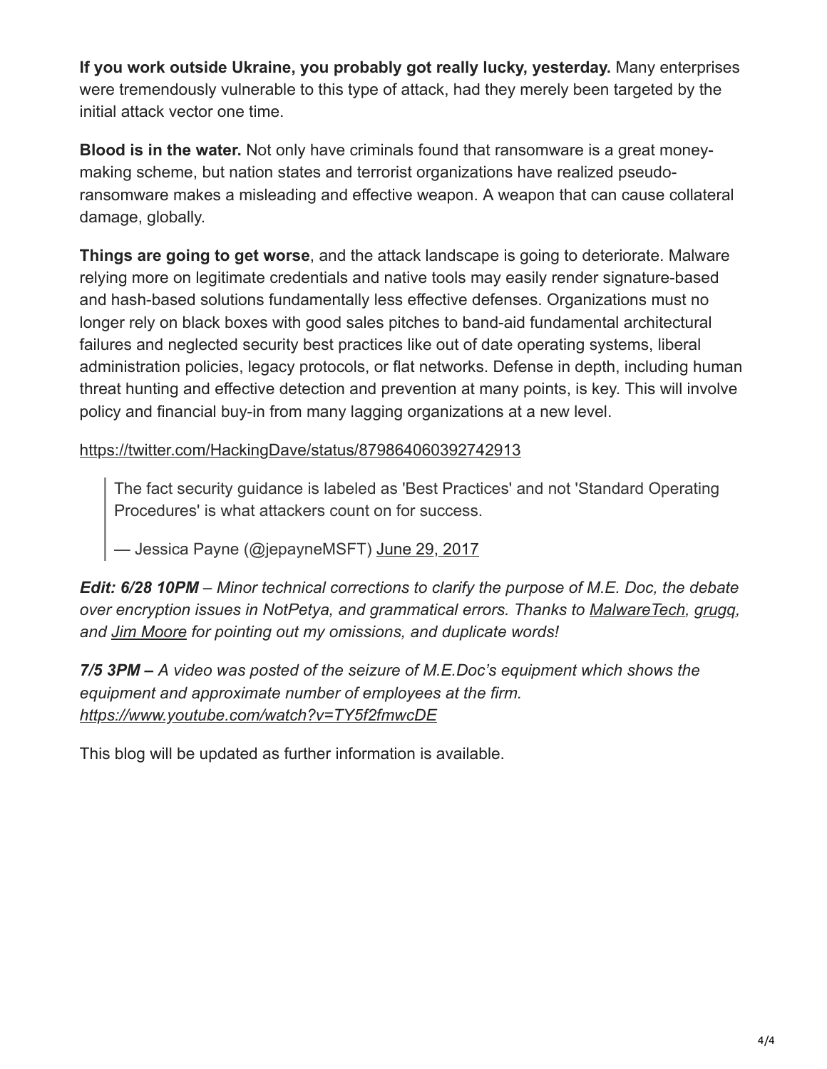**If you work outside Ukraine, you probably got really lucky, yesterday.** Many enterprises were tremendously vulnerable to this type of attack, had they merely been targeted by the initial attack vector one time.

**Blood is in the water.** Not only have criminals found that ransomware is a great money-making scheme, but nation states and terrorist organizations have realized pseudo-ransomware makes a misleading and effective weapon. A weapon that can cause collateral damage, globally.

**Things are going to get worse**, and the attack landscape is going to deteriorate. Malware relying more on legitimate credentials and native tools may easily render signature-based and hash-based solutions fundamentally less effective defenses. Organizations must no longer rely on black boxes with good sales pitches to band-aid fundamental architectural failures and neglected security best practices like out of date operating systems, liberal administration policies, legacy protocols, or flat networks. Defense in depth, including human threat hunting and effective detection and prevention at many points, is key. This will involve policy and financial buy-in from many lagging organizations at a new level.

https://twitter.com/HackingDave/status/879864060392742913

> The fact security guidance is labeled as 'Best Practices' and not 'Standard Operating Procedures' is what attackers count on for success.
>
> — Jessica Payne (@jepayneMSFT) June 29, 2017

***Edit: 6/28 10PM*** *– Minor technical corrections to clarify the purpose of M.E. Doc, the debate over encryption issues in NotPetya, and grammatical errors. Thanks to MalwareTech, grugq, and Jim Moore for pointing out my omissions, and duplicate words!*

***7/5 3PM –*** *A video was posted of the seizure of M.E.Doc's equipment which shows the equipment and approximate number of employees at the firm. https://www.youtube.com/watch?v=TY5f2fmwcDE*

This blog will be updated as further information is available.